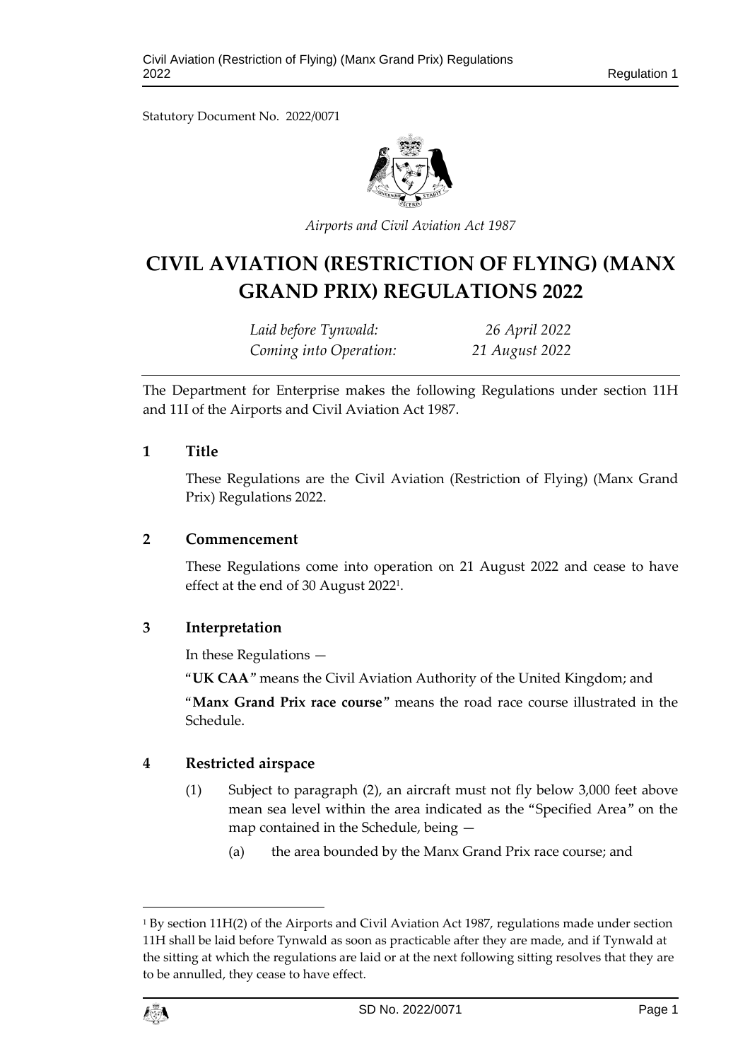Statutory Document No. 2022/0071

*Airports and Civil Aviation Act 1987*

# CIVIL AVIATION (RESTRICTION OF FLYING) (MANX GRAND PRIX) REGULATIONS 2022

| | |
|---|---|
| *Laid before Tynwald:* | *26 April 2022* |
| *Coming into Operation:* | *21 August 2022* |

The Department for Enterprise makes the following Regulations under section 11H and 11I of the Airports and Civil Aviation Act 1987.

## 1 Title

These Regulations are the Civil Aviation (Restriction of Flying) (Manx Grand Prix) Regulations 2022.

## 2 Commencement

These Regulations come into operation on 21 August 2022 and cease to have effect at the end of 30 August 2022[1].

## 3 Interpretation

In these Regulations —

"**UK CAA**" means the Civil Aviation Authority of the United Kingdom; and

"**Manx Grand Prix race course**" means the road race course illustrated in the Schedule.

## 4 Restricted airspace

(1) Subject to paragraph (2), an aircraft must not fly below 3,000 feet above mean sea level within the area indicated as the "Specified Area" on the map contained in the Schedule, being —

(a) the area bounded by the Manx Grand Prix race course; and

[1] By section 11H(2) of the Airports and Civil Aviation Act 1987, regulations made under section 11H shall be laid before Tynwald as soon as practicable after they are made, and if Tynwald at the sitting at which the regulations are laid or at the next following sitting resolves that they are to be annulled, they cease to have effect.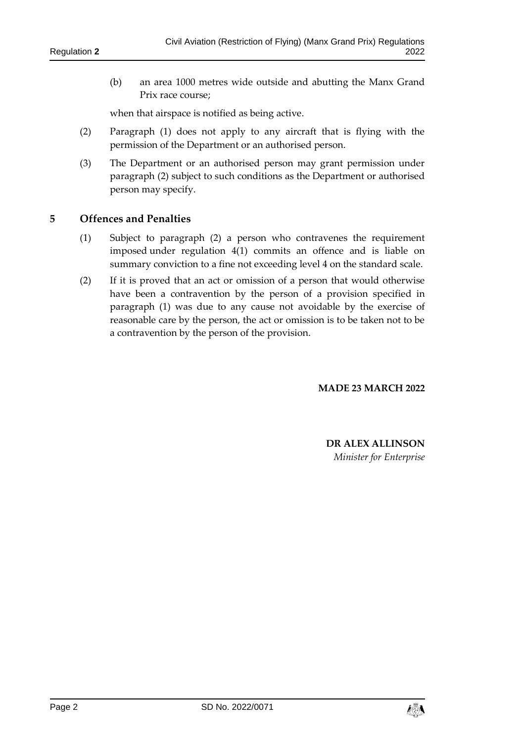(b) an area 1000 metres wide outside and abutting the Manx Grand Prix race course;

when that airspace is notified as being active.

(2) Paragraph (1) does not apply to any aircraft that is flying with the permission of the Department or an authorised person.

(3) The Department or an authorised person may grant permission under paragraph (2) subject to such conditions as the Department or authorised person may specify.

## 5 Offences and Penalties

(1) Subject to paragraph (2) a person who contravenes the requirement imposed under regulation 4(1) commits an offence and is liable on summary conviction to a fine not exceeding level 4 on the standard scale.

(2) If it is proved that an act or omission of a person that would otherwise have been a contravention by the person of a provision specified in paragraph (1) was due to any cause not avoidable by the exercise of reasonable care by the person, the act or omission is to be taken not to be a contravention by the person of the provision.

**MADE 23 MARCH 2022**

**DR ALEX ALLINSON**
*Minister for Enterprise*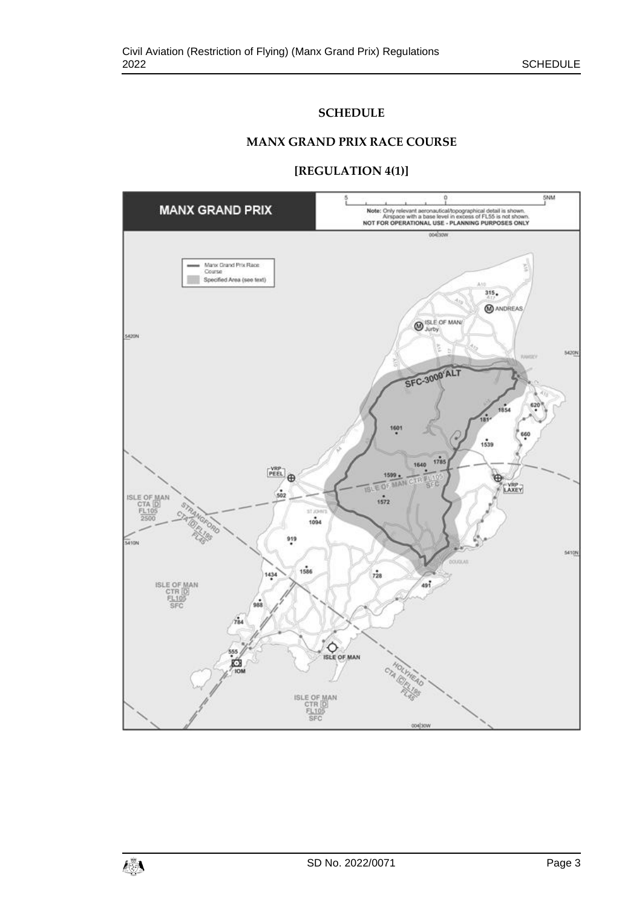# SCHEDULE

## MANX GRAND PRIX RACE COURSE

## [REGULATION 4(1)]

MANX GRAND PRIX

Note: Only relevant aeronautical/topographical detail is shown. Airspace with a base level in excess of FL55 is not shown. NOT FOR OPERATIONAL USE - PLANNING PURPOSES ONLY

Manx Grand Prix Race Course

Specified Area (see text)

SFC-3000'ALT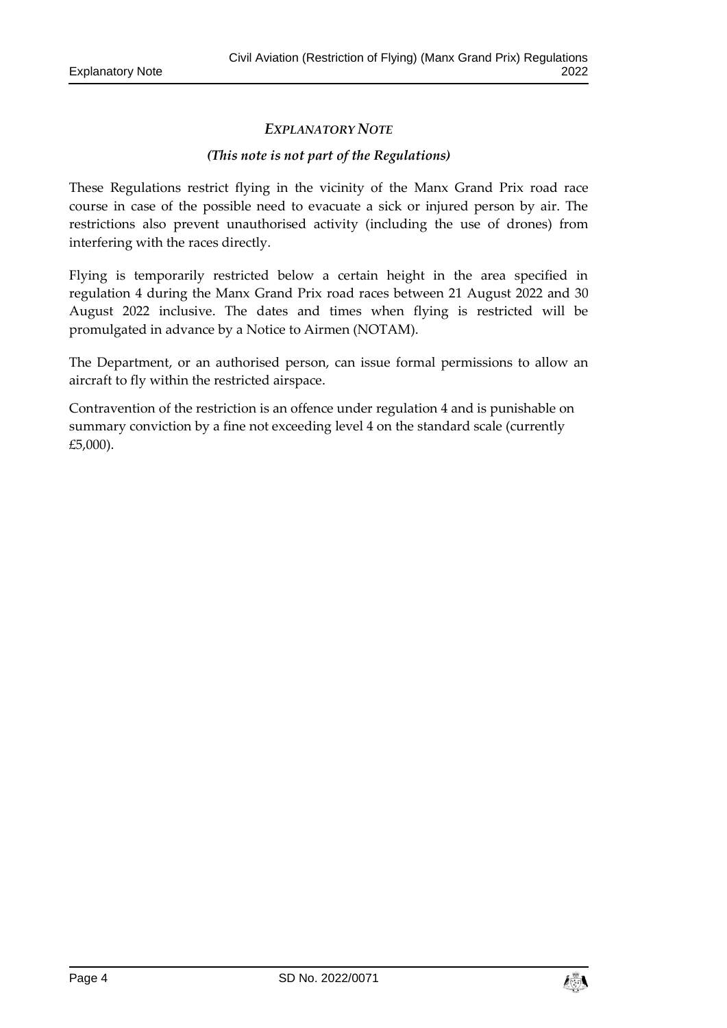## *EXPLANATORY NOTE*

### *(This note is not part of the Regulations)*

These Regulations restrict flying in the vicinity of the Manx Grand Prix road race course in case of the possible need to evacuate a sick or injured person by air. The restrictions also prevent unauthorised activity (including the use of drones) from interfering with the races directly.

Flying is temporarily restricted below a certain height in the area specified in regulation 4 during the Manx Grand Prix road races between 21 August 2022 and 30 August 2022 inclusive. The dates and times when flying is restricted will be promulgated in advance by a Notice to Airmen (NOTAM).

The Department, or an authorised person, can issue formal permissions to allow an aircraft to fly within the restricted airspace.

Contravention of the restriction is an offence under regulation 4 and is punishable on summary conviction by a fine not exceeding level 4 on the standard scale (currently £5,000).